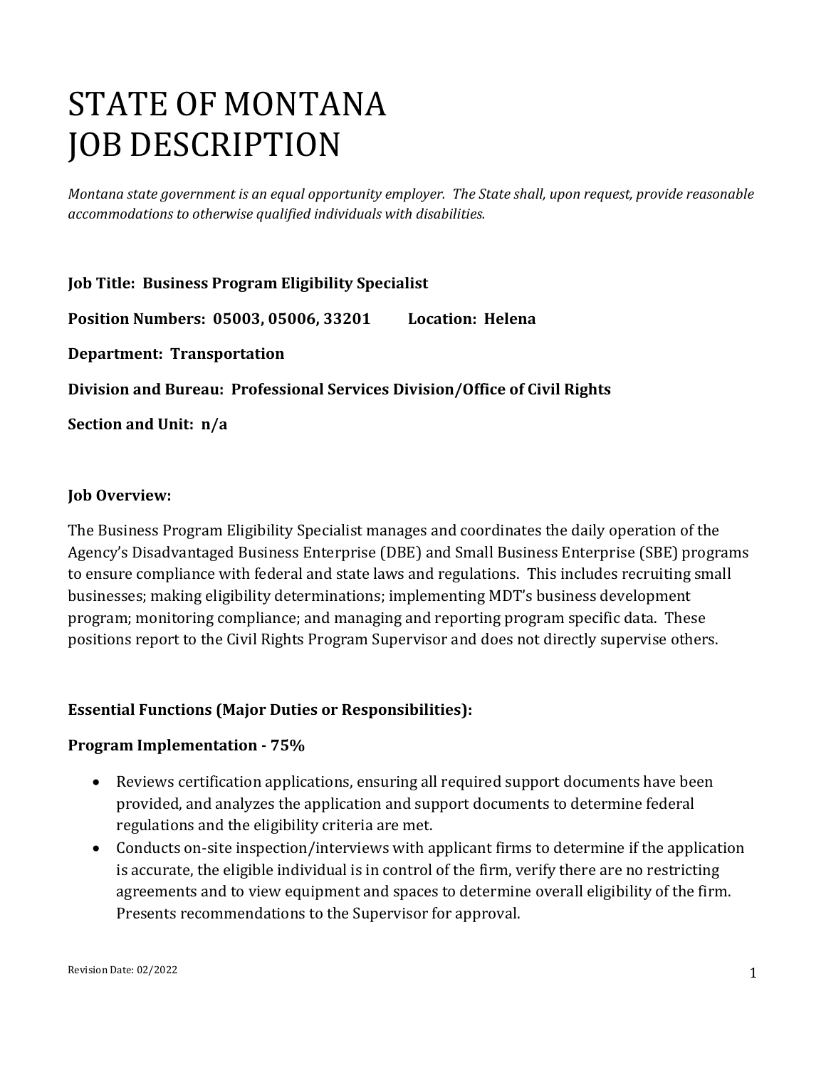# STATE OF MONTANA
# JOB DESCRIPTION

*Montana state government is an equal opportunity employer. The State shall, upon request, provide reasonable accommodations to otherwise qualified individuals with disabilities.*

**Job Title: Business Program Eligibility Specialist**

**Position Numbers: 05003, 05006, 33201 Location: Helena**

**Department: Transportation**

**Division and Bureau: Professional Services Division/Office of Civil Rights**

**Section and Unit: n/a**

**Job Overview:**

The Business Program Eligibility Specialist manages and coordinates the daily operation of the Agency's Disadvantaged Business Enterprise (DBE) and Small Business Enterprise (SBE) programs to ensure compliance with federal and state laws and regulations. This includes recruiting small businesses; making eligibility determinations; implementing MDT's business development program; monitoring compliance; and managing and reporting program specific data. These positions report to the Civil Rights Program Supervisor and does not directly supervise others.

**Essential Functions (Major Duties or Responsibilities):**

**Program Implementation - 75%**

- Reviews certification applications, ensuring all required support documents have been provided, and analyzes the application and support documents to determine federal regulations and the eligibility criteria are met.
- Conducts on-site inspection/interviews with applicant firms to determine if the application is accurate, the eligible individual is in control of the firm, verify there are no restricting agreements and to view equipment and spaces to determine overall eligibility of the firm. Presents recommendations to the Supervisor for approval.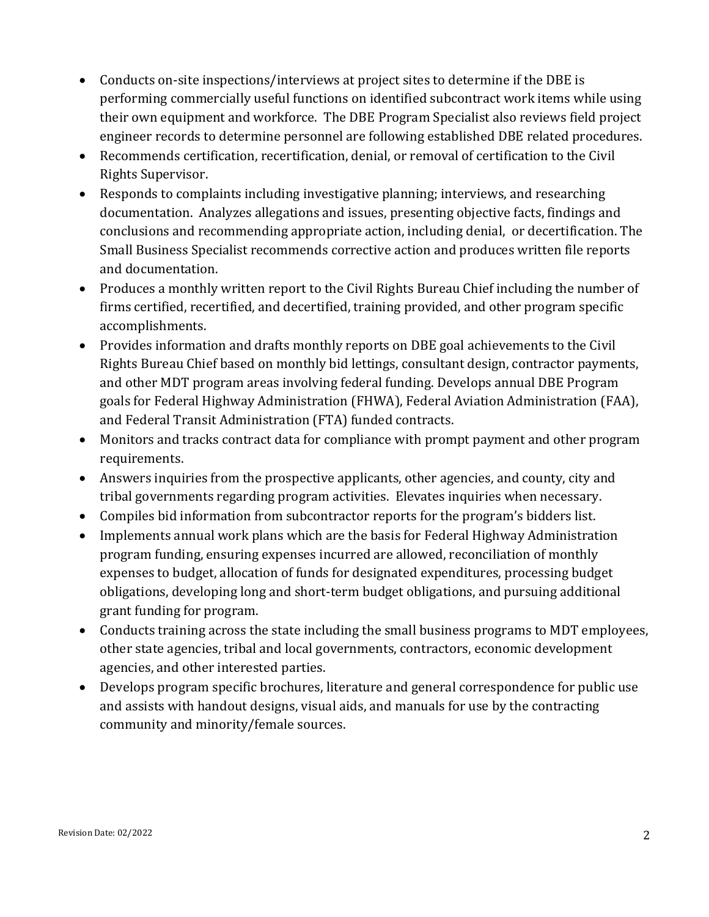- Conducts on-site inspections/interviews at project sites to determine if the DBE is performing commercially useful functions on identified subcontract work items while using their own equipment and workforce. The DBE Program Specialist also reviews field project engineer records to determine personnel are following established DBE related procedures.
- Recommends certification, recertification, denial, or removal of certification to the Civil Rights Supervisor.
- Responds to complaints including investigative planning; interviews, and researching documentation. Analyzes allegations and issues, presenting objective facts, findings and conclusions and recommending appropriate action, including denial, or decertification. The Small Business Specialist recommends corrective action and produces written file reports and documentation.
- Produces a monthly written report to the Civil Rights Bureau Chief including the number of firms certified, recertified, and decertified, training provided, and other program specific accomplishments.
- Provides information and drafts monthly reports on DBE goal achievements to the Civil Rights Bureau Chief based on monthly bid lettings, consultant design, contractor payments, and other MDT program areas involving federal funding. Develops annual DBE Program goals for Federal Highway Administration (FHWA), Federal Aviation Administration (FAA), and Federal Transit Administration (FTA) funded contracts.
- Monitors and tracks contract data for compliance with prompt payment and other program requirements.
- Answers inquiries from the prospective applicants, other agencies, and county, city and tribal governments regarding program activities. Elevates inquiries when necessary.
- Compiles bid information from subcontractor reports for the program's bidders list.
- Implements annual work plans which are the basis for Federal Highway Administration program funding, ensuring expenses incurred are allowed, reconciliation of monthly expenses to budget, allocation of funds for designated expenditures, processing budget obligations, developing long and short-term budget obligations, and pursuing additional grant funding for program.
- Conducts training across the state including the small business programs to MDT employees, other state agencies, tribal and local governments, contractors, economic development agencies, and other interested parties.
- Develops program specific brochures, literature and general correspondence for public use and assists with handout designs, visual aids, and manuals for use by the contracting community and minority/female sources.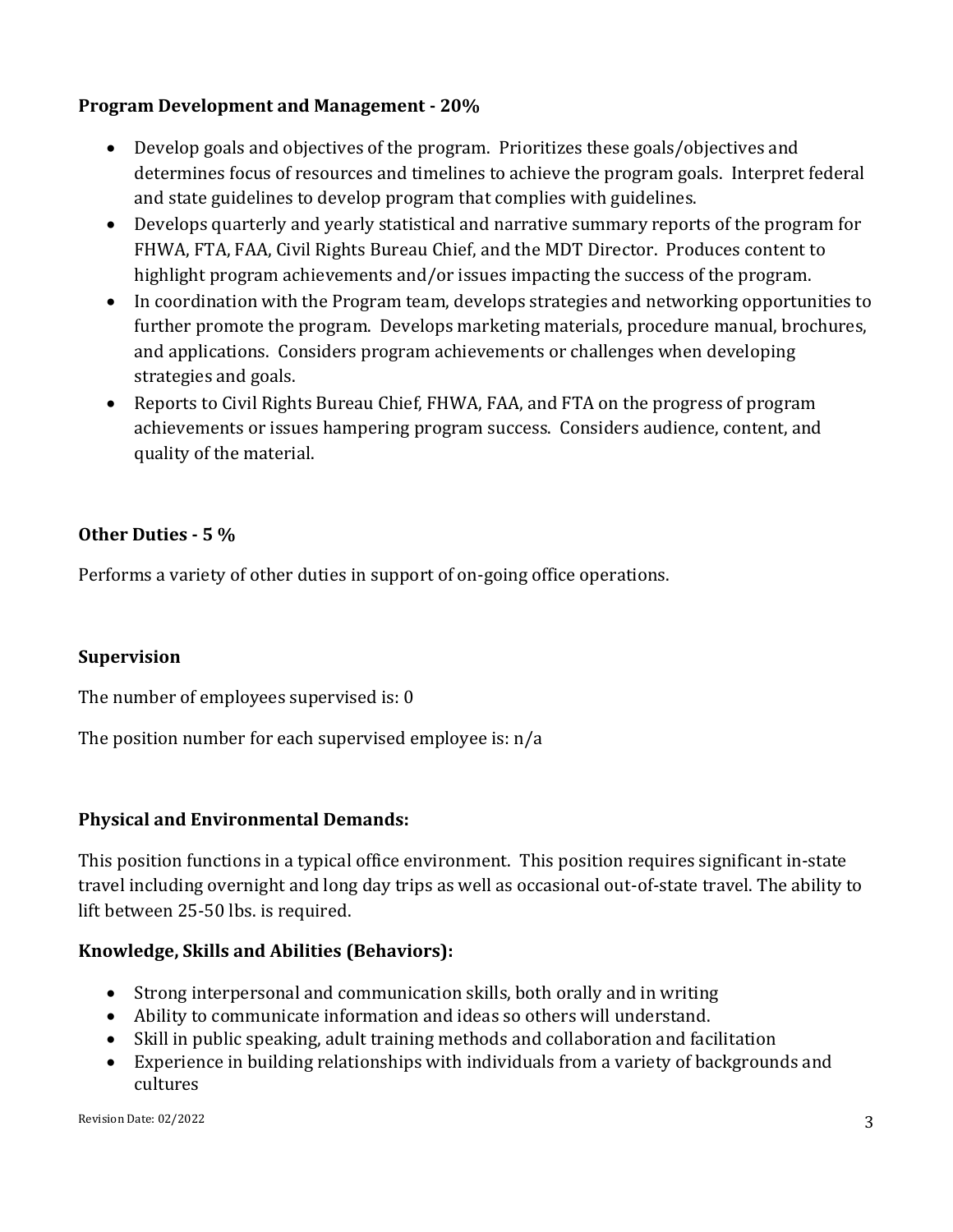**Program Development and Management - 20%**

- Develop goals and objectives of the program. Prioritizes these goals/objectives and determines focus of resources and timelines to achieve the program goals. Interpret federal and state guidelines to develop program that complies with guidelines.
- Develops quarterly and yearly statistical and narrative summary reports of the program for FHWA, FTA, FAA, Civil Rights Bureau Chief, and the MDT Director. Produces content to highlight program achievements and/or issues impacting the success of the program.
- In coordination with the Program team, develops strategies and networking opportunities to further promote the program. Develops marketing materials, procedure manual, brochures, and applications. Considers program achievements or challenges when developing strategies and goals.
- Reports to Civil Rights Bureau Chief, FHWA, FAA, and FTA on the progress of program achievements or issues hampering program success. Considers audience, content, and quality of the material.

**Other Duties - 5 %**

Performs a variety of other duties in support of on-going office operations.

**Supervision**

The number of employees supervised is: 0

The position number for each supervised employee is: n/a

**Physical and Environmental Demands:**

This position functions in a typical office environment. This position requires significant in-state travel including overnight and long day trips as well as occasional out-of-state travel. The ability to lift between 25-50 lbs. is required.

**Knowledge, Skills and Abilities (Behaviors):**

- Strong interpersonal and communication skills, both orally and in writing
- Ability to communicate information and ideas so others will understand.
- Skill in public speaking, adult training methods and collaboration and facilitation
- Experience in building relationships with individuals from a variety of backgrounds and cultures

Revision Date: 02/2022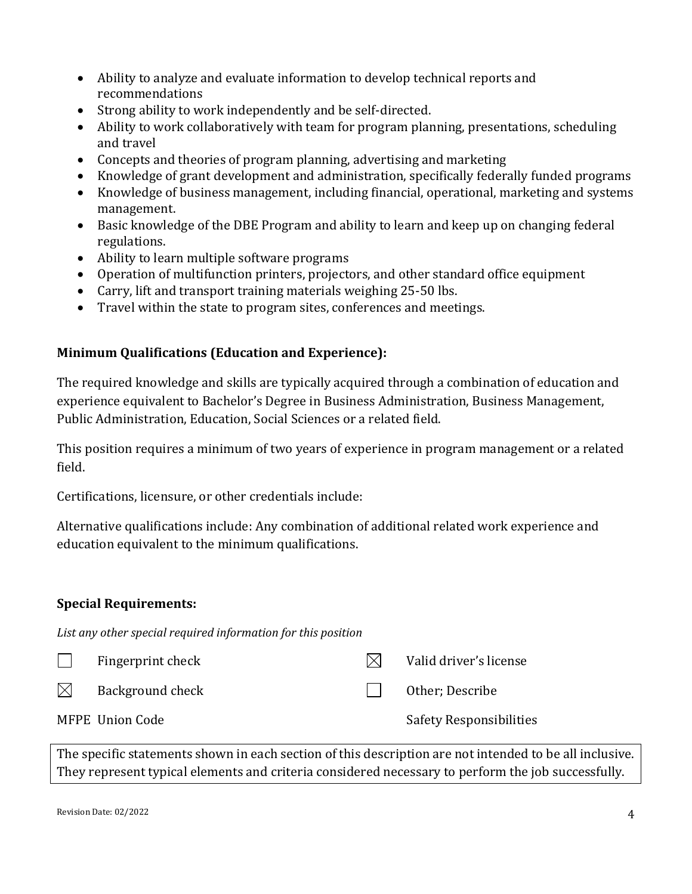- Ability to analyze and evaluate information to develop technical reports and recommendations
- Strong ability to work independently and be self-directed.
- Ability to work collaboratively with team for program planning, presentations, scheduling and travel
- Concepts and theories of program planning, advertising and marketing
- Knowledge of grant development and administration, specifically federally funded programs
- Knowledge of business management, including financial, operational, marketing and systems management.
- Basic knowledge of the DBE Program and ability to learn and keep up on changing federal regulations.
- Ability to learn multiple software programs
- Operation of multifunction printers, projectors, and other standard office equipment
- Carry, lift and transport training materials weighing 25-50 lbs.
- Travel within the state to program sites, conferences and meetings.

**Minimum Qualifications (Education and Experience):**

The required knowledge and skills are typically acquired through a combination of education and experience equivalent to Bachelor's Degree in Business Administration, Business Management, Public Administration, Education, Social Sciences or a related field.

This position requires a minimum of two years of experience in program management or a related field.

Certifications, licensure, or other credentials include:

Alternative qualifications include: Any combination of additional related work experience and education equivalent to the minimum qualifications.

**Special Requirements:**

*List any other special required information for this position*

| | | | |
|---|---|---|---|
| ☐ | Fingerprint check | ☒ | Valid driver's license |
| ☒ | Background check | ☐ | Other; Describe |

MFPE Union Code

Safety Responsibilities

The specific statements shown in each section of this description are not intended to be all inclusive. They represent typical elements and criteria considered necessary to perform the job successfully.

Revision Date: 02/2022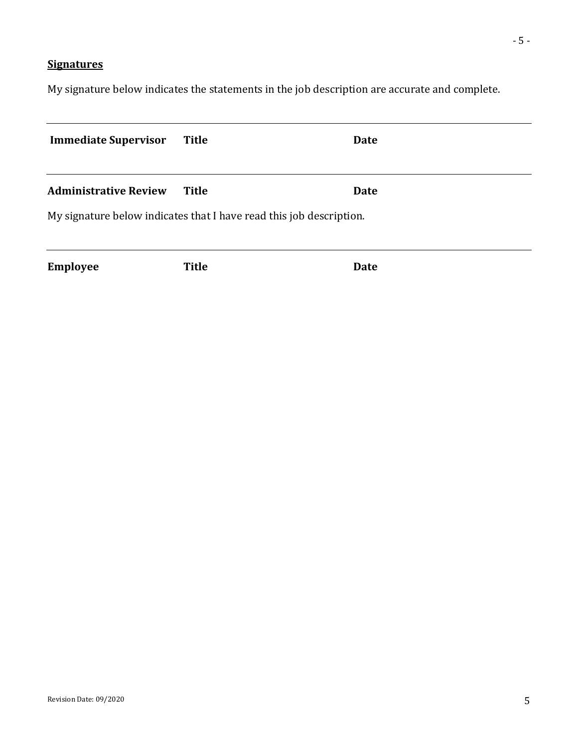**Signatures**

My signature below indicates the statements in the job description are accurate and complete.

---

**Immediate Supervisor** **Title** **Date**

---

**Administrative Review** **Title** **Date**

My signature below indicates that I have read this job description.

---

**Employee** **Title** **Date**

Revision Date: 09/2020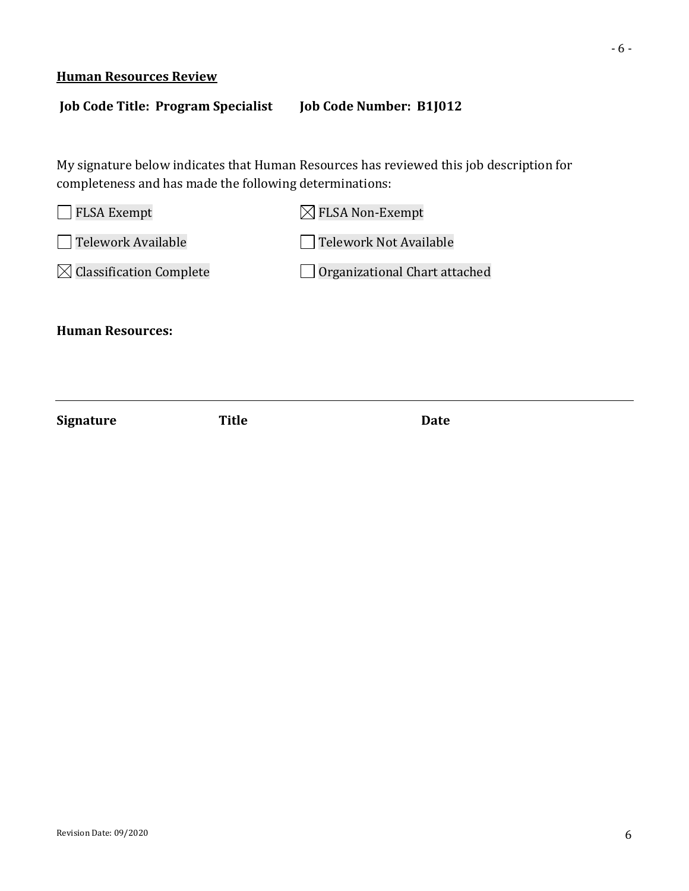**Human Resources Review**

**Job Code Title: Program Specialist** **Job Code Number: B1J012**

My signature below indicates that Human Resources has reviewed this job description for completeness and has made the following determinations:

- ☐ FLSA Exempt
- ☒ FLSA Non-Exempt
- ☐ Telework Available
- ☐ Telework Not Available
- ☒ Classification Complete
- ☐ Organizational Chart attached

**Human Resources:**

---

**Signature** **Title** **Date**

Revision Date: 09/2020